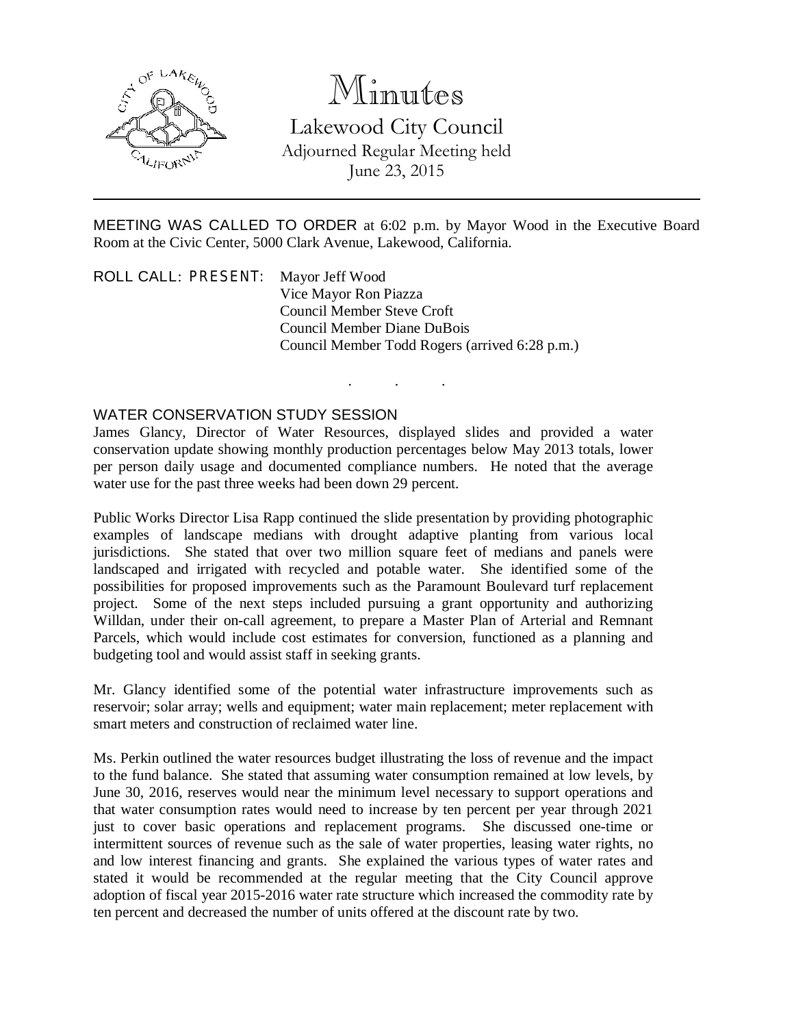# Minutes

## Lakewood City Council

Adjourned Regular Meeting held
June 23, 2015

---

MEETING WAS CALLED TO ORDER at 6:02 p.m. by Mayor Wood in the Executive Board Room at the Civic Center, 5000 Clark Avenue, Lakewood, California.

ROLL CALL: PRESENT: Mayor Jeff Wood
Vice Mayor Ron Piazza
Council Member Steve Croft
Council Member Diane DuBois
Council Member Todd Rogers (arrived 6:28 p.m.)

. . .

WATER CONSERVATION STUDY SESSION

James Glancy, Director of Water Resources, displayed slides and provided a water conservation update showing monthly production percentages below May 2013 totals, lower per person daily usage and documented compliance numbers. He noted that the average water use for the past three weeks had been down 29 percent.

Public Works Director Lisa Rapp continued the slide presentation by providing photographic examples of landscape medians with drought adaptive planting from various local jurisdictions. She stated that over two million square feet of medians and panels were landscaped and irrigated with recycled and potable water. She identified some of the possibilities for proposed improvements such as the Paramount Boulevard turf replacement project. Some of the next steps included pursuing a grant opportunity and authorizing Willdan, under their on-call agreement, to prepare a Master Plan of Arterial and Remnant Parcels, which would include cost estimates for conversion, functioned as a planning and budgeting tool and would assist staff in seeking grants.

Mr. Glancy identified some of the potential water infrastructure improvements such as reservoir; solar array; wells and equipment; water main replacement; meter replacement with smart meters and construction of reclaimed water line.

Ms. Perkin outlined the water resources budget illustrating the loss of revenue and the impact to the fund balance. She stated that assuming water consumption remained at low levels, by June 30, 2016, reserves would near the minimum level necessary to support operations and that water consumption rates would need to increase by ten percent per year through 2021 just to cover basic operations and replacement programs. She discussed one-time or intermittent sources of revenue such as the sale of water properties, leasing water rights, no and low interest financing and grants. She explained the various types of water rates and stated it would be recommended at the regular meeting that the City Council approve adoption of fiscal year 2015-2016 water rate structure which increased the commodity rate by ten percent and decreased the number of units offered at the discount rate by two.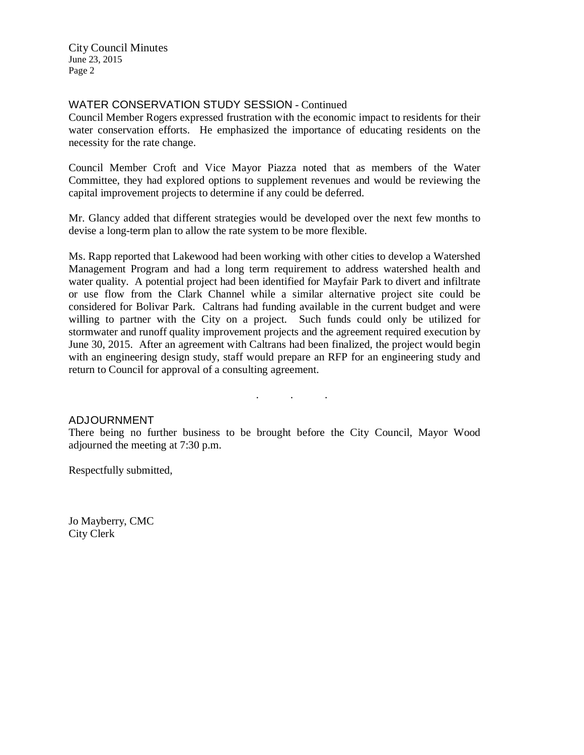## WATER CONSERVATION STUDY SESSION - Continued

Council Member Rogers expressed frustration with the economic impact to residents for their water conservation efforts. He emphasized the importance of educating residents on the necessity for the rate change.

Council Member Croft and Vice Mayor Piazza noted that as members of the Water Committee, they had explored options to supplement revenues and would be reviewing the capital improvement projects to determine if any could be deferred.

Mr. Glancy added that different strategies would be developed over the next few months to devise a long-term plan to allow the rate system to be more flexible.

Ms. Rapp reported that Lakewood had been working with other cities to develop a Watershed Management Program and had a long term requirement to address watershed health and water quality. A potential project had been identified for Mayfair Park to divert and infiltrate or use flow from the Clark Channel while a similar alternative project site could be considered for Bolivar Park. Caltrans had funding available in the current budget and were willing to partner with the City on a project. Such funds could only be utilized for stormwater and runoff quality improvement projects and the agreement required execution by June 30, 2015. After an agreement with Caltrans had been finalized, the project would begin with an engineering design study, staff would prepare an RFP for an engineering study and return to Council for approval of a consulting agreement.

. . .

## ADJOURNMENT

There being no further business to be brought before the City Council, Mayor Wood adjourned the meeting at 7:30 p.m.

Respectfully submitted,

Jo Mayberry, CMC
City Clerk